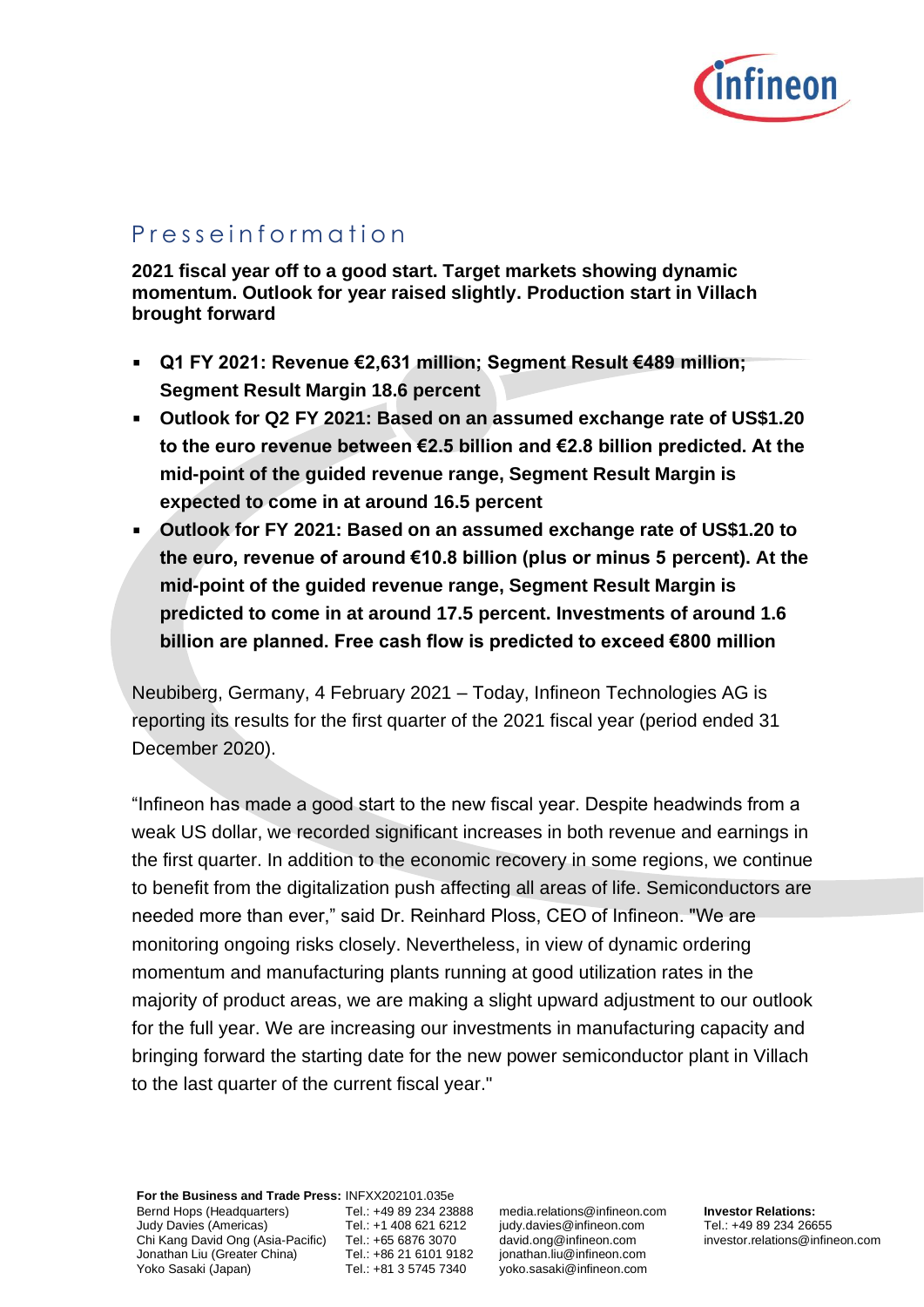# Presseinformation

**2021 fiscal year off to a good start. Target markets showing dynamic momentum. Outlook for year raised slightly. Production start in Villach brought forward**

- **Q1 FY 2021: Revenue €2,631 million; Segment Result €489 million; Segment Result Margin 18.6 percent**
- **Outlook for Q2 FY 2021: Based on an assumed exchange rate of US$1.20 to the euro revenue between €2.5 billion and €2.8 billion predicted. At the mid-point of the guided revenue range, Segment Result Margin is expected to come in at around 16.5 percent**
- **Outlook for FY 2021: Based on an assumed exchange rate of US$1.20 to the euro, revenue of around €10.8 billion (plus or minus 5 percent). At the mid-point of the guided revenue range, Segment Result Margin is predicted to come in at around 17.5 percent. Investments of around 1.6 billion are planned. Free cash flow is predicted to exceed €800 million**

Neubiberg, Germany, 4 February 2021 – Today, Infineon Technologies AG is reporting its results for the first quarter of the 2021 fiscal year (period ended 31 December 2020).

"Infineon has made a good start to the new fiscal year. Despite headwinds from a weak US dollar, we recorded significant increases in both revenue and earnings in the first quarter. In addition to the economic recovery in some regions, we continue to benefit from the digitalization push affecting all areas of life. Semiconductors are needed more than ever," said Dr. Reinhard Ploss, CEO of Infineon. "We are monitoring ongoing risks closely. Nevertheless, in view of dynamic ordering momentum and manufacturing plants running at good utilization rates in the majority of product areas, we are making a slight upward adjustment to our outlook for the full year. We are increasing our investments in manufacturing capacity and bringing forward the starting date for the new power semiconductor plant in Villach to the last quarter of the current fiscal year."

**For the Business and Trade Press:** INFXX202101.035e

| | | | |
|---|---|---|---|
| Bernd Hops (Headquarters) | Tel.: +49 89 234 23888 | media.relations@infineon.com | **Investor Relations:** |
| Judy Davies (Americas) | Tel.: +1 408 621 6212 | judy.davies@infineon.com | Tel.: +49 89 234 26655 |
| Chi Kang David Ong (Asia-Pacific) | Tel.: +65 6876 3070 | david.ong@infineon.com | investor.relations@infineon.com |
| Jonathan Liu (Greater China) | Tel.: +86 21 6101 9182 | jonathan.liu@infineon.com | |
| Yoko Sasaki (Japan) | Tel.: +81 3 5745 7340 | yoko.sasaki@infineon.com | |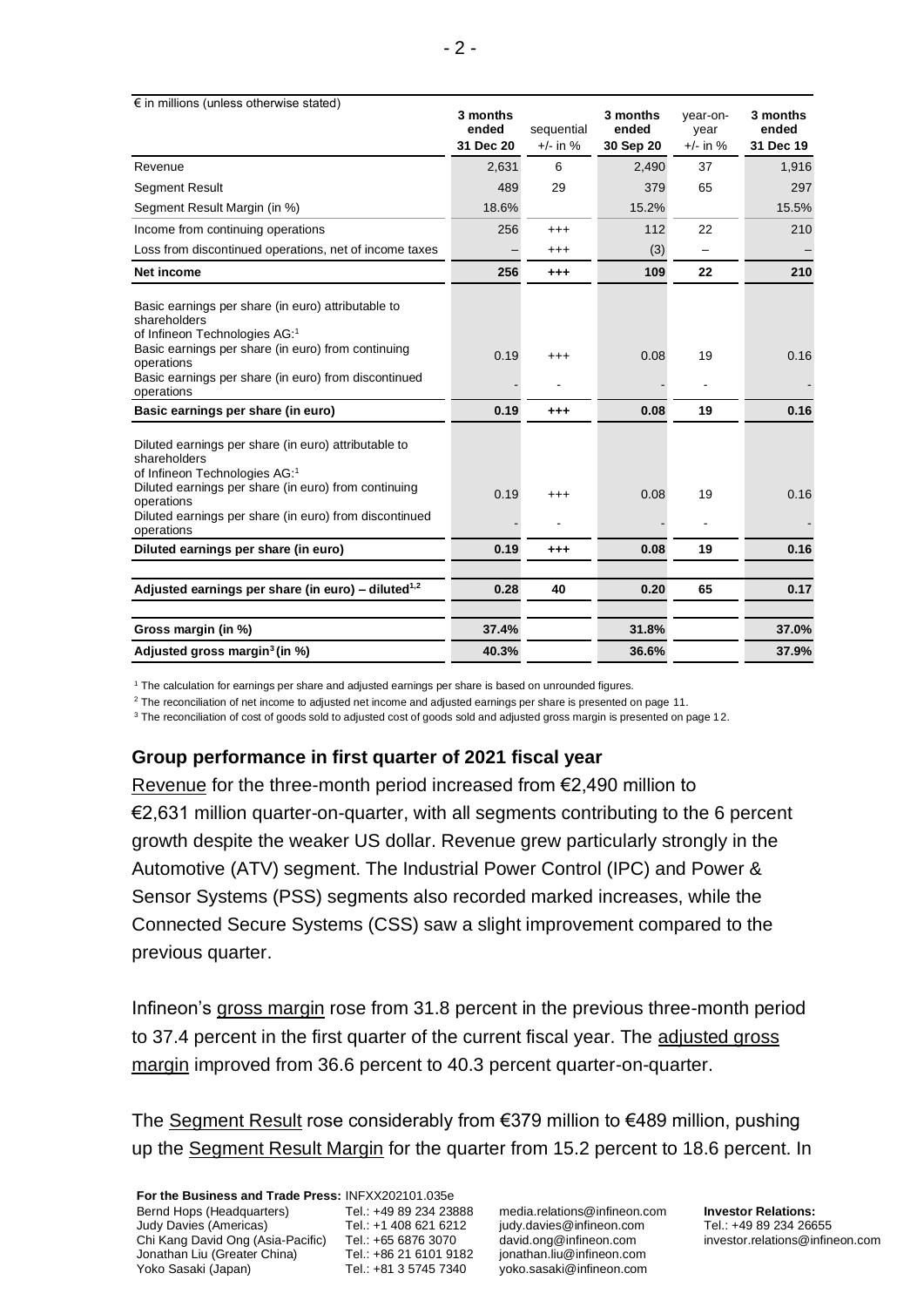| € in millions (unless otherwise stated) | 3 months ended 31 Dec 20 | sequential +/- in % | 3 months ended 30 Sep 20 | year-on-year +/- in % | 3 months ended 31 Dec 19 |
|---|---|---|---|---|---|
| Revenue | 2,631 | 6 | 2,490 | 37 | 1,916 |
| Segment Result | 489 | 29 | 379 | 65 | 297 |
| Segment Result Margin (in %) | 18.6% | | 15.2% | | 15.5% |
| Income from continuing operations | 256 | +++ | 112 | 22 | 210 |
| Loss from discontinued operations, net of income taxes | – | +++ | (3) | – | – |
| **Net income** | **256** | **+++** | **109** | **22** | **210** |
| Basic earnings per share (in euro) attributable to shareholders of Infineon Technologies AG:[1] | | | | | |
| Basic earnings per share (in euro) from continuing operations | 0.19 | +++ | 0.08 | 19 | 0.16 |
| Basic earnings per share (in euro) from discontinued operations | - | - | - | - | - |
| **Basic earnings per share (in euro)** | **0.19** | **+++** | **0.08** | **19** | **0.16** |
| Diluted earnings per share (in euro) attributable to shareholders of Infineon Technologies AG:[1] | | | | | |
| Diluted earnings per share (in euro) from continuing operations | 0.19 | +++ | 0.08 | 19 | 0.16 |
| Diluted earnings per share (in euro) from discontinued operations | - | - | - | - | - |
| **Diluted earnings per share (in euro)** | **0.19** | **+++** | **0.08** | **19** | **0.16** |
| **Adjusted earnings per share (in euro) – diluted[1,2]** | **0.28** | **40** | **0.20** | **65** | **0.17** |
| **Gross margin (in %)** | **37.4%** | | **31.8%** | | **37.0%** |
| **Adjusted gross margin[3] (in %)** | **40.3%** | | **36.6%** | | **37.9%** |

[1] The calculation for earnings per share and adjusted earnings per share is based on unrounded figures.

[2] The reconciliation of net income to adjusted net income and adjusted earnings per share is presented on page 11.

[3] The reconciliation of cost of goods sold to adjusted cost of goods sold and adjusted gross margin is presented on page 12.

## Group performance in first quarter of 2021 fiscal year

Revenue for the three-month period increased from €2,490 million to €2,631 million quarter-on-quarter, with all segments contributing to the 6 percent growth despite the weaker US dollar. Revenue grew particularly strongly in the Automotive (ATV) segment. The Industrial Power Control (IPC) and Power & Sensor Systems (PSS) segments also recorded marked increases, while the Connected Secure Systems (CSS) saw a slight improvement compared to the previous quarter.

Infineon's gross margin rose from 31.8 percent in the previous three-month period to 37.4 percent in the first quarter of the current fiscal year. The adjusted gross margin improved from 36.6 percent to 40.3 percent quarter-on-quarter.

The Segment Result rose considerably from €379 million to €489 million, pushing up the Segment Result Margin for the quarter from 15.2 percent to 18.6 percent. In

**For the Business and Trade Press:** INFXX202101.035e

| | | | |
|---|---|---|---|
| Bernd Hops (Headquarters) | Tel.: +49 89 234 23888 | media.relations@infineon.com | **Investor Relations:** |
| Judy Davies (Americas) | Tel.: +1 408 621 6212 | judy.davies@infineon.com | Tel.: +49 89 234 26655 |
| Chi Kang David Ong (Asia-Pacific) | Tel.: +65 6876 3070 | david.ong@infineon.com | investor.relations@infineon.com |
| Jonathan Liu (Greater China) | Tel.: +86 21 6101 9182 | jonathan.liu@infineon.com | |
| Yoko Sasaki (Japan) | Tel.: +81 3 5745 7340 | yoko.sasaki@infineon.com | |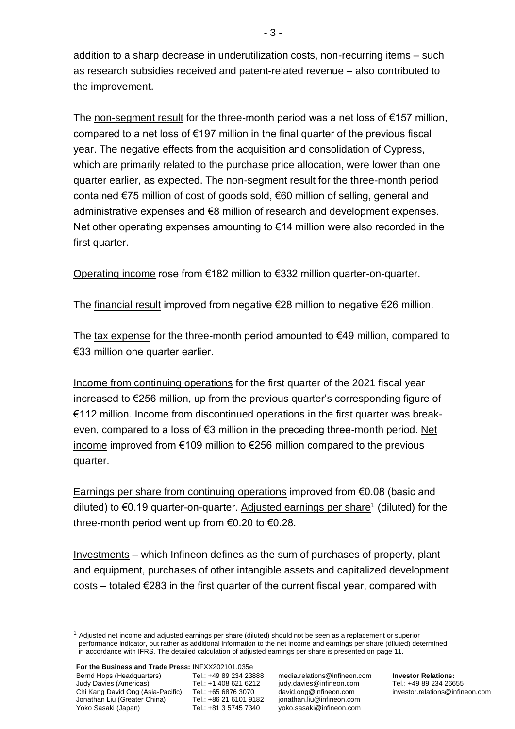addition to a sharp decrease in underutilization costs, non-recurring items – such as research subsidies received and patent-related revenue – also contributed to the improvement.

The non-segment result for the three-month period was a net loss of €157 million, compared to a net loss of €197 million in the final quarter of the previous fiscal year. The negative effects from the acquisition and consolidation of Cypress, which are primarily related to the purchase price allocation, were lower than one quarter earlier, as expected. The non-segment result for the three-month period contained €75 million of cost of goods sold, €60 million of selling, general and administrative expenses and €8 million of research and development expenses. Net other operating expenses amounting to €14 million were also recorded in the first quarter.

Operating income rose from €182 million to €332 million quarter-on-quarter.

The financial result improved from negative €28 million to negative €26 million.

The tax expense for the three-month period amounted to €49 million, compared to €33 million one quarter earlier.

Income from continuing operations for the first quarter of the 2021 fiscal year increased to €256 million, up from the previous quarter's corresponding figure of €112 million. Income from discontinued operations in the first quarter was break-even, compared to a loss of €3 million in the preceding three-month period. Net income improved from €109 million to €256 million compared to the previous quarter.

Earnings per share from continuing operations improved from €0.08 (basic and diluted) to €0.19 quarter-on-quarter. Adjusted earnings per share[1] (diluted) for the three-month period went up from €0.20 to €0.28.

Investments – which Infineon defines as the sum of purchases of property, plant and equipment, purchases of other intangible assets and capitalized development costs – totaled €283 in the first quarter of the current fiscal year, compared with

[1] Adjusted net income and adjusted earnings per share (diluted) should not be seen as a replacement or superior performance indicator, but rather as additional information to the net income and earnings per share (diluted) determined in accordance with IFRS. The detailed calculation of adjusted earnings per share is presented on page 11.

**For the Business and Trade Press:** INFXX202101.035e

| | | | |
|---|---|---|---|
| Bernd Hops (Headquarters) | Tel.: +49 89 234 23888 | media.relations@infineon.com | **Investor Relations:** |
| Judy Davies (Americas) | Tel.: +1 408 621 6212 | judy.davies@infineon.com | Tel.: +49 89 234 26655 |
| Chi Kang David Ong (Asia-Pacific) | Tel.: +65 6876 3070 | david.ong@infineon.com | investor.relations@infineon.com |
| Jonathan Liu (Greater China) | Tel.: +86 21 6101 9182 | jonathan.liu@infineon.com | |
| Yoko Sasaki (Japan) | Tel.: +81 3 5745 7340 | yoko.sasaki@infineon.com | |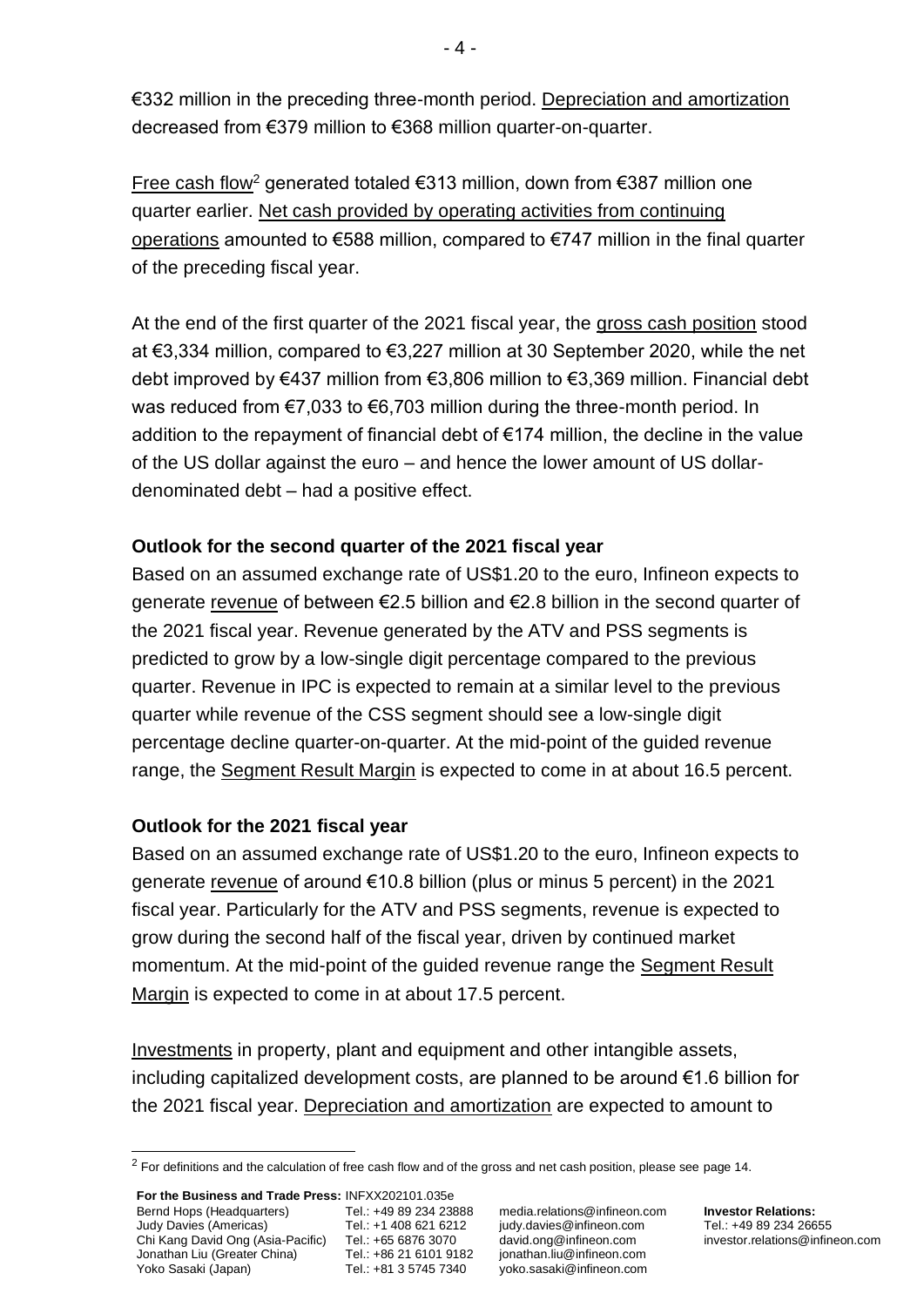€332 million in the preceding three-month period. Depreciation and amortization decreased from €379 million to €368 million quarter-on-quarter.

Free cash flow[2] generated totaled €313 million, down from €387 million one quarter earlier. Net cash provided by operating activities from continuing operations amounted to €588 million, compared to €747 million in the final quarter of the preceding fiscal year.

At the end of the first quarter of the 2021 fiscal year, the gross cash position stood at €3,334 million, compared to €3,227 million at 30 September 2020, while the net debt improved by €437 million from €3,806 million to €3,369 million. Financial debt was reduced from €7,033 to €6,703 million during the three-month period. In addition to the repayment of financial debt of €174 million, the decline in the value of the US dollar against the euro – and hence the lower amount of US dollar-denominated debt – had a positive effect.

**Outlook for the second quarter of the 2021 fiscal year**

Based on an assumed exchange rate of US$1.20 to the euro, Infineon expects to generate revenue of between €2.5 billion and €2.8 billion in the second quarter of the 2021 fiscal year. Revenue generated by the ATV and PSS segments is predicted to grow by a low-single digit percentage compared to the previous quarter. Revenue in IPC is expected to remain at a similar level to the previous quarter while revenue of the CSS segment should see a low-single digit percentage decline quarter-on-quarter. At the mid-point of the guided revenue range, the Segment Result Margin is expected to come in at about 16.5 percent.

**Outlook for the 2021 fiscal year**

Based on an assumed exchange rate of US$1.20 to the euro, Infineon expects to generate revenue of around €10.8 billion (plus or minus 5 percent) in the 2021 fiscal year. Particularly for the ATV and PSS segments, revenue is expected to grow during the second half of the fiscal year, driven by continued market momentum. At the mid-point of the guided revenue range the Segment Result Margin is expected to come in at about 17.5 percent.

Investments in property, plant and equipment and other intangible assets, including capitalized development costs, are planned to be around €1.6 billion for the 2021 fiscal year. Depreciation and amortization are expected to amount to

[2] For definitions and the calculation of free cash flow and of the gross and net cash position, please see page 14.

**For the Business and Trade Press:** INFXX202101.035e

| | | | |
|---|---|---|---|
| Bernd Hops (Headquarters) | Tel.: +49 89 234 23888 | media.relations@infineon.com | **Investor Relations:** |
| Judy Davies (Americas) | Tel.: +1 408 621 6212 | judy.davies@infineon.com | Tel.: +49 89 234 26655 |
| Chi Kang David Ong (Asia-Pacific) | Tel.: +65 6876 3070 | david.ong@infineon.com | investor.relations@infineon.com |
| Jonathan Liu (Greater China) | Tel.: +86 21 6101 9182 | jonathan.liu@infineon.com | |
| Yoko Sasaki (Japan) | Tel.: +81 3 5745 7340 | yoko.sasaki@infineon.com | |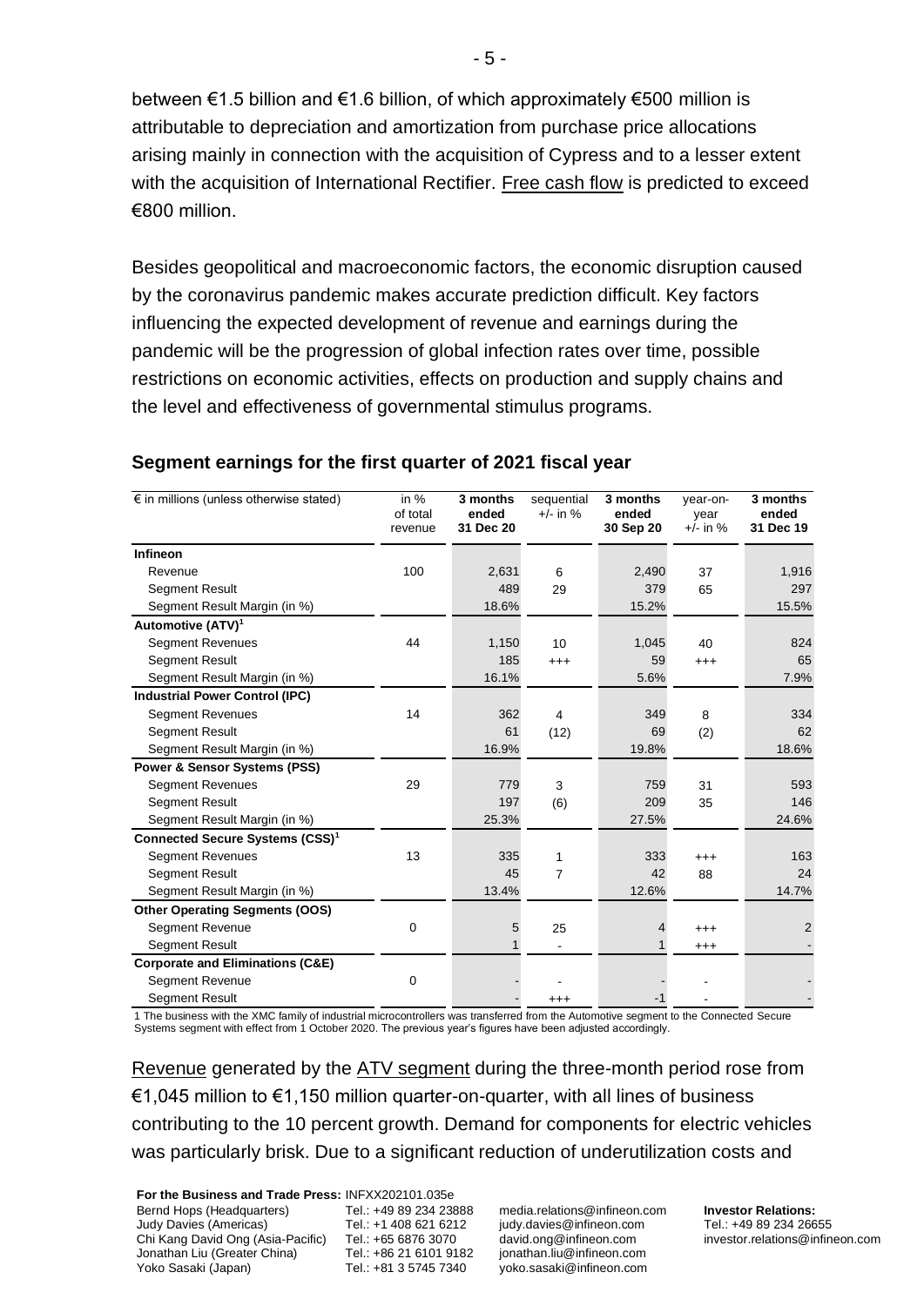between €1.5 billion and €1.6 billion, of which approximately €500 million is attributable to depreciation and amortization from purchase price allocations arising mainly in connection with the acquisition of Cypress and to a lesser extent with the acquisition of International Rectifier. Free cash flow is predicted to exceed €800 million.

Besides geopolitical and macroeconomic factors, the economic disruption caused by the coronavirus pandemic makes accurate prediction difficult. Key factors influencing the expected development of revenue and earnings during the pandemic will be the progression of global infection rates over time, possible restrictions on economic activities, effects on production and supply chains and the level and effectiveness of governmental stimulus programs.

## Segment earnings for the first quarter of 2021 fiscal year

| € in millions (unless otherwise stated) | in % of total revenue | 3 months ended 31 Dec 20 | sequential +/- in % | 3 months ended 30 Sep 20 | year-on-year +/- in % | 3 months ended 31 Dec 19 |
|---|---|---|---|---|---|---|
| **Infineon** | | | | | | |
| Revenue | 100 | 2,631 | 6 | 2,490 | 37 | 1,916 |
| Segment Result | | 489 | 29 | 379 | 65 | 297 |
| Segment Result Margin (in %) | | 18.6% | | 15.2% | | 15.5% |
| **Automotive (ATV)[1]** | | | | | | |
| Segment Revenues | 44 | 1,150 | 10 | 1,045 | 40 | 824 |
| Segment Result | | 185 | +++ | 59 | +++ | 65 |
| Segment Result Margin (in %) | | 16.1% | | 5.6% | | 7.9% |
| **Industrial Power Control (IPC)** | | | | | | |
| Segment Revenues | 14 | 362 | 4 | 349 | 8 | 334 |
| Segment Result | | 61 | (12) | 69 | (2) | 62 |
| Segment Result Margin (in %) | | 16.9% | | 19.8% | | 18.6% |
| **Power & Sensor Systems (PSS)** | | | | | | |
| Segment Revenues | 29 | 779 | 3 | 759 | 31 | 593 |
| Segment Result | | 197 | (6) | 209 | 35 | 146 |
| Segment Result Margin (in %) | | 25.3% | | 27.5% | | 24.6% |
| **Connected Secure Systems (CSS)[1]** | | | | | | |
| Segment Revenues | 13 | 335 | 1 | 333 | +++ | 163 |
| Segment Result | | 45 | 7 | 42 | 88 | 24 |
| Segment Result Margin (in %) | | 13.4% | | 12.6% | | 14.7% |
| **Other Operating Segments (OOS)** | | | | | | |
| Segment Revenue | 0 | 5 | 25 | 4 | +++ | 2 |
| Segment Result | | 1 | - | 1 | +++ | - |
| **Corporate and Eliminations (C&E)** | | | | | | |
| Segment Revenue | 0 | - | - | - | - | - |
| Segment Result | | - | +++ | -1 | - | - |

1 The business with the XMC family of industrial microcontrollers was transferred from the Automotive segment to the Connected Secure Systems segment with effect from 1 October 2020. The previous year's figures have been adjusted accordingly.

Revenue generated by the ATV segment during the three-month period rose from €1,045 million to €1,150 million quarter-on-quarter, with all lines of business contributing to the 10 percent growth. Demand for components for electric vehicles was particularly brisk. Due to a significant reduction of underutilization costs and

**For the Business and Trade Press:** INFXX202101.035e

| | | | |
|---|---|---|---|
| Bernd Hops (Headquarters) | Tel.: +49 89 234 23888 | media.relations@infineon.com | **Investor Relations:** |
| Judy Davies (Americas) | Tel.: +1 408 621 6212 | judy.davies@infineon.com | Tel.: +49 89 234 26655 |
| Chi Kang David Ong (Asia-Pacific) | Tel.: +65 6876 3070 | david.ong@infineon.com | investor.relations@infineon.com |
| Jonathan Liu (Greater China) | Tel.: +86 21 6101 9182 | jonathan.liu@infineon.com | |
| Yoko Sasaki (Japan) | Tel.: +81 3 5745 7340 | yoko.sasaki@infineon.com | |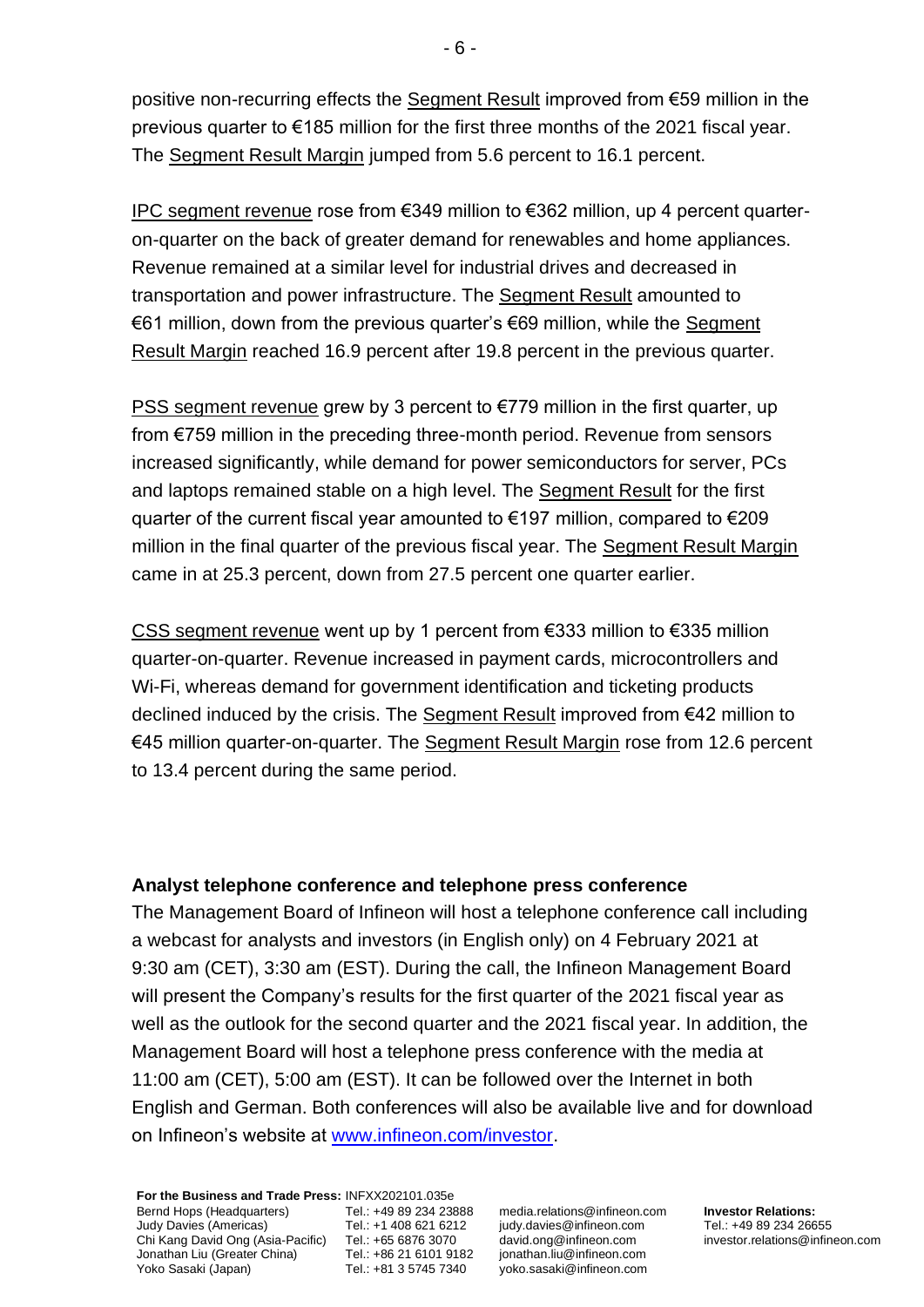positive non-recurring effects the Segment Result improved from €59 million in the previous quarter to €185 million for the first three months of the 2021 fiscal year. The Segment Result Margin jumped from 5.6 percent to 16.1 percent.

IPC segment revenue rose from €349 million to €362 million, up 4 percent quarter-on-quarter on the back of greater demand for renewables and home appliances. Revenue remained at a similar level for industrial drives and decreased in transportation and power infrastructure. The Segment Result amounted to €61 million, down from the previous quarter's €69 million, while the Segment Result Margin reached 16.9 percent after 19.8 percent in the previous quarter.

PSS segment revenue grew by 3 percent to €779 million in the first quarter, up from €759 million in the preceding three-month period. Revenue from sensors increased significantly, while demand for power semiconductors for server, PCs and laptops remained stable on a high level. The Segment Result for the first quarter of the current fiscal year amounted to €197 million, compared to €209 million in the final quarter of the previous fiscal year. The Segment Result Margin came in at 25.3 percent, down from 27.5 percent one quarter earlier.

CSS segment revenue went up by 1 percent from €333 million to €335 million quarter-on-quarter. Revenue increased in payment cards, microcontrollers and Wi-Fi, whereas demand for government identification and ticketing products declined induced by the crisis. The Segment Result improved from €42 million to €45 million quarter-on-quarter. The Segment Result Margin rose from 12.6 percent to 13.4 percent during the same period.

**Analyst telephone conference and telephone press conference**

The Management Board of Infineon will host a telephone conference call including a webcast for analysts and investors (in English only) on 4 February 2021 at 9:30 am (CET), 3:30 am (EST). During the call, the Infineon Management Board will present the Company's results for the first quarter of the 2021 fiscal year as well as the outlook for the second quarter and the 2021 fiscal year. In addition, the Management Board will host a telephone press conference with the media at 11:00 am (CET), 5:00 am (EST). It can be followed over the Internet in both English and German. Both conferences will also be available live and for download on Infineon's website at www.infineon.com/investor.

**For the Business and Trade Press:** INFXX202101.035e

| | | | |
|---|---|---|---|
| Bernd Hops (Headquarters) | Tel.: +49 89 234 23888 | media.relations@infineon.com | **Investor Relations:** |
| Judy Davies (Americas) | Tel.: +1 408 621 6212 | judy.davies@infineon.com | Tel.: +49 89 234 26655 |
| Chi Kang David Ong (Asia-Pacific) | Tel.: +65 6876 3070 | david.ong@infineon.com | investor.relations@infineon.com |
| Jonathan Liu (Greater China) | Tel.: +86 21 6101 9182 | jonathan.liu@infineon.com | |
| Yoko Sasaki (Japan) | Tel.: +81 3 5745 7340 | yoko.sasaki@infineon.com | |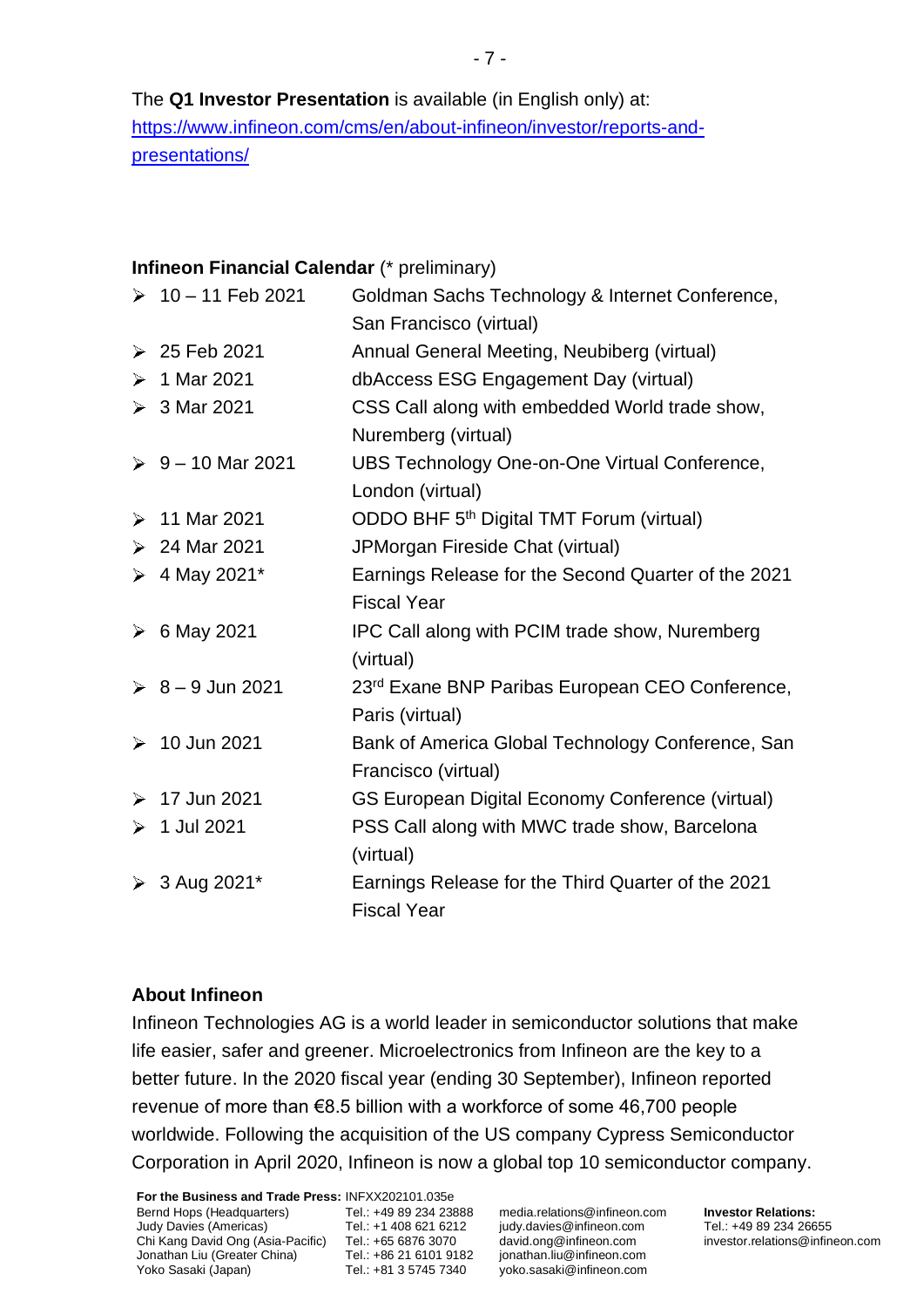The **Q1 Investor Presentation** is available (in English only) at:
https://www.infineon.com/cms/en/about-infineon/investor/reports-and-presentations/

**Infineon Financial Calendar** (* preliminary)

- 10 – 11 Feb 2021 — Goldman Sachs Technology & Internet Conference, San Francisco (virtual)
- 25 Feb 2021 — Annual General Meeting, Neubiberg (virtual)
- 1 Mar 2021 — dbAccess ESG Engagement Day (virtual)
- 3 Mar 2021 — CSS Call along with embedded World trade show, Nuremberg (virtual)
- 9 – 10 Mar 2021 — UBS Technology One-on-One Virtual Conference, London (virtual)
- 11 Mar 2021 — ODDO BHF 5th Digital TMT Forum (virtual)
- 24 Mar 2021 — JPMorgan Fireside Chat (virtual)
- 4 May 2021* — Earnings Release for the Second Quarter of the 2021 Fiscal Year
- 6 May 2021 — IPC Call along with PCIM trade show, Nuremberg (virtual)
- 8 – 9 Jun 2021 — 23rd Exane BNP Paribas European CEO Conference, Paris (virtual)
- 10 Jun 2021 — Bank of America Global Technology Conference, San Francisco (virtual)
- 17 Jun 2021 — GS European Digital Economy Conference (virtual)
- 1 Jul 2021 — PSS Call along with MWC trade show, Barcelona (virtual)
- 3 Aug 2021* — Earnings Release for the Third Quarter of the 2021 Fiscal Year

**About Infineon**

Infineon Technologies AG is a world leader in semiconductor solutions that make life easier, safer and greener. Microelectronics from Infineon are the key to a better future. In the 2020 fiscal year (ending 30 September), Infineon reported revenue of more than €8.5 billion with a workforce of some 46,700 people worldwide. Following the acquisition of the US company Cypress Semiconductor Corporation in April 2020, Infineon is now a global top 10 semiconductor company.

**For the Business and Trade Press:** INFXX202101.035e

| | | | |
|---|---|---|---|
| Bernd Hops (Headquarters) | Tel.: +49 89 234 23888 | media.relations@infineon.com | **Investor Relations:** |
| Judy Davies (Americas) | Tel.: +1 408 621 6212 | judy.davies@infineon.com | Tel.: +49 89 234 26655 |
| Chi Kang David Ong (Asia-Pacific) | Tel.: +65 6876 3070 | david.ong@infineon.com | investor.relations@infineon.com |
| Jonathan Liu (Greater China) | Tel.: +86 21 6101 9182 | jonathan.liu@infineon.com | |
| Yoko Sasaki (Japan) | Tel.: +81 3 5745 7340 | yoko.sasaki@infineon.com | |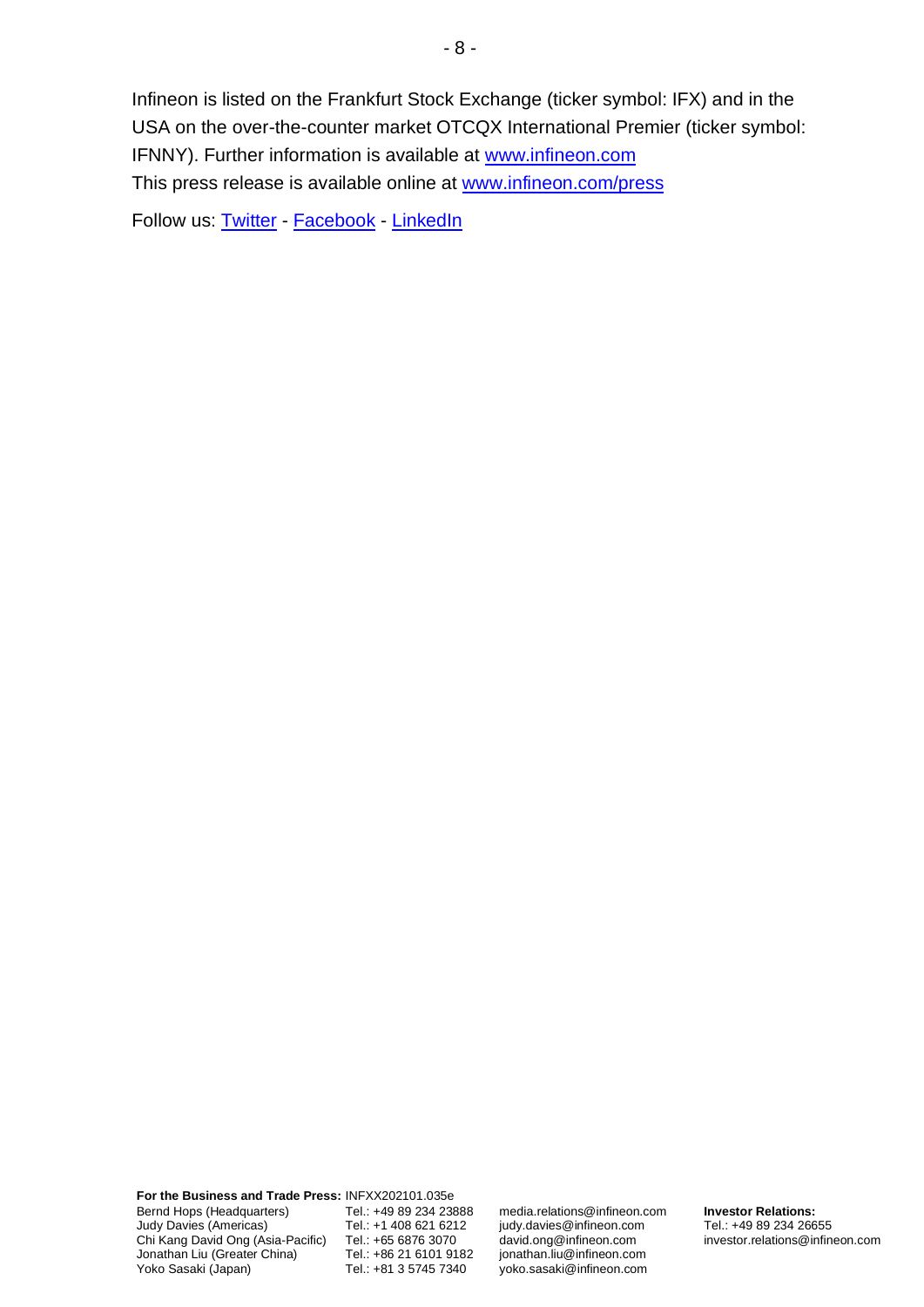Infineon is listed on the Frankfurt Stock Exchange (ticker symbol: IFX) and in the USA on the over-the-counter market OTCQX International Premier (ticker symbol: IFNNY). Further information is available at [www.infineon.com](http://www.infineon.com)

This press release is available online at [www.infineon.com/press](http://www.infineon.com/press)

Follow us: [Twitter](#) - [Facebook](#) - [LinkedIn](#)

**For the Business and Trade Press:** INFXX202101.035e

| | | | |
|---|---|---|---|
| Bernd Hops (Headquarters) | Tel.: +49 89 234 23888 | media.relations@infineon.com | **Investor Relations:** |
| Judy Davies (Americas) | Tel.: +1 408 621 6212 | judy.davies@infineon.com | Tel.: +49 89 234 26655 |
| Chi Kang David Ong (Asia-Pacific) | Tel.: +65 6876 3070 | david.ong@infineon.com | investor.relations@infineon.com |
| Jonathan Liu (Greater China) | Tel.: +86 21 6101 9182 | jonathan.liu@infineon.com | |
| Yoko Sasaki (Japan) | Tel.: +81 3 5745 7340 | yoko.sasaki@infineon.com | |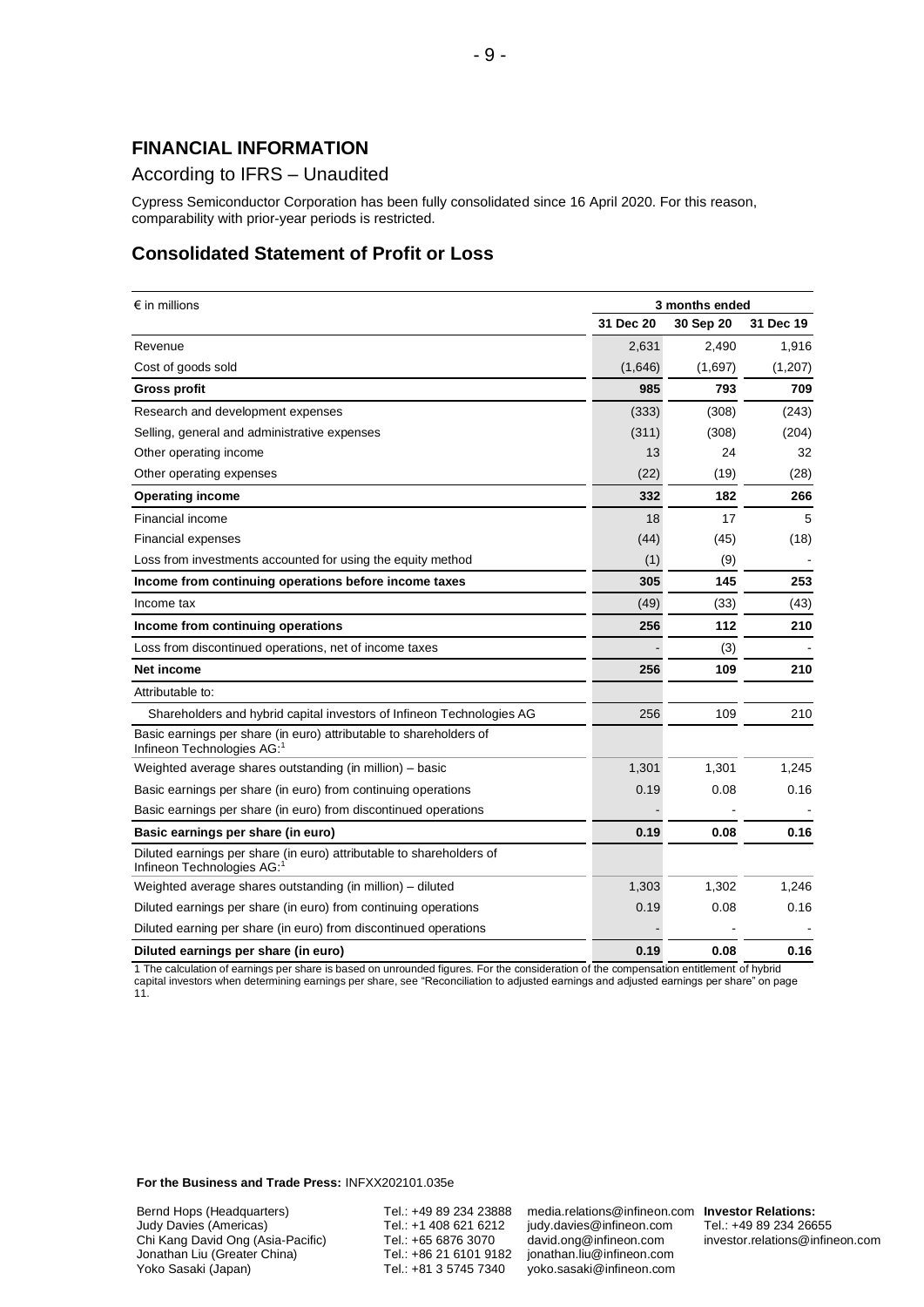## FINANCIAL INFORMATION

According to IFRS – Unaudited

Cypress Semiconductor Corporation has been fully consolidated since 16 April 2020. For this reason, comparability with prior-year periods is restricted.

## Consolidated Statement of Profit or Loss

| € in millions | 3 months ended | | |
|---|---|---|---|
| | 31 Dec 20 | 30 Sep 20 | 31 Dec 19 |
| Revenue | 2,631 | 2,490 | 1,916 |
| Cost of goods sold | (1,646) | (1,697) | (1,207) |
| **Gross profit** | **985** | **793** | **709** |
| Research and development expenses | (333) | (308) | (243) |
| Selling, general and administrative expenses | (311) | (308) | (204) |
| Other operating income | 13 | 24 | 32 |
| Other operating expenses | (22) | (19) | (28) |
| **Operating income** | **332** | **182** | **266** |
| Financial income | 18 | 17 | 5 |
| Financial expenses | (44) | (45) | (18) |
| Loss from investments accounted for using the equity method | (1) | (9) | - |
| **Income from continuing operations before income taxes** | **305** | **145** | **253** |
| Income tax | (49) | (33) | (43) |
| **Income from continuing operations** | **256** | **112** | **210** |
| Loss from discontinued operations, net of income taxes | - | (3) | - |
| **Net income** | **256** | **109** | **210** |
| Attributable to: | | | |
| Shareholders and hybrid capital investors of Infineon Technologies AG | 256 | 109 | 210 |
| Basic earnings per share (in euro) attributable to shareholders of Infineon Technologies AG:[1] | | | |
| Weighted average shares outstanding (in million) – basic | 1,301 | 1,301 | 1,245 |
| Basic earnings per share (in euro) from continuing operations | 0.19 | 0.08 | 0.16 |
| Basic earnings per share (in euro) from discontinued operations | - | - | - |
| **Basic earnings per share (in euro)** | **0.19** | **0.08** | **0.16** |
| Diluted earnings per share (in euro) attributable to shareholders of Infineon Technologies AG:[1] | | | |
| Weighted average shares outstanding (in million) – diluted | 1,303 | 1,302 | 1,246 |
| Diluted earnings per share (in euro) from continuing operations | 0.19 | 0.08 | 0.16 |
| Diluted earning per share (in euro) from discontinued operations | - | - | - |
| **Diluted earnings per share (in euro)** | **0.19** | **0.08** | **0.16** |

1 The calculation of earnings per share is based on unrounded figures. For the consideration of the compensation entitlement of hybrid capital investors when determining earnings per share, see "Reconciliation to adjusted earnings and adjusted earnings per share" on page 11.

**For the Business and Trade Press:** INFXX202101.035e

| | | | |
|---|---|---|---|
| Bernd Hops (Headquarters) | Tel.: +49 89 234 23888 | media.relations@infineon.com | **Investor Relations:** |
| Judy Davies (Americas) | Tel.: +1 408 621 6212 | judy.davies@infineon.com | Tel.: +49 89 234 26655 |
| Chi Kang David Ong (Asia-Pacific) | Tel.: +65 6876 3070 | david.ong@infineon.com | investor.relations@infineon.com |
| Jonathan Liu (Greater China) | Tel.: +86 21 6101 9182 | jonathan.liu@infineon.com | |
| Yoko Sasaki (Japan) | Tel.: +81 3 5745 7340 | yoko.sasaki@infineon.com | |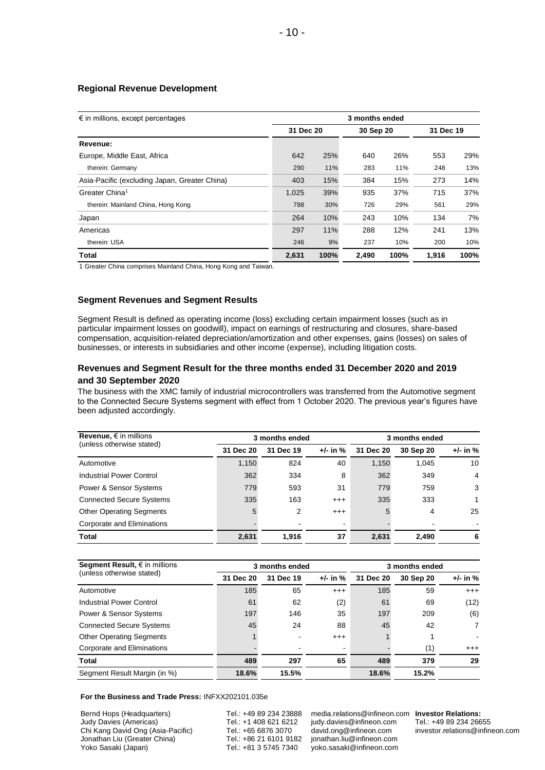### Regional Revenue Development

| € in millions, except percentages | 3 months ended | | | | | |
|---|---|---|---|---|---|---|
| | 31 Dec 20 | | 30 Sep 20 | | 31 Dec 19 | |
| **Revenue:** | | | | | | |
| Europe, Middle East, Africa | 642 | 25% | 640 | 26% | 553 | 29% |
| therein: Germany | 290 | 11% | 283 | 11% | 248 | 13% |
| Asia-Pacific (excluding Japan, Greater China) | 403 | 15% | 384 | 15% | 273 | 14% |
| Greater China[1] | 1,025 | 39% | 935 | 37% | 715 | 37% |
| therein: Mainland China, Hong Kong | 788 | 30% | 726 | 29% | 561 | 29% |
| Japan | 264 | 10% | 243 | 10% | 134 | 7% |
| Americas | 297 | 11% | 288 | 12% | 241 | 13% |
| therein: USA | 246 | 9% | 237 | 10% | 200 | 10% |
| **Total** | **2,631** | **100%** | **2,490** | **100%** | **1,916** | **100%** |

1 Greater China comprises Mainland China, Hong Kong and Taiwan.

### Segment Revenues and Segment Results

Segment Result is defined as operating income (loss) excluding certain impairment losses (such as in particular impairment losses on goodwill), impact on earnings of restructuring and closures, share-based compensation, acquisition-related depreciation/amortization and other expenses, gains (losses) on sales of businesses, or interests in subsidiaries and other income (expense), including litigation costs.

### Revenues and Segment Result for the three months ended 31 December 2020 and 2019 and 30 September 2020

The business with the XMC family of industrial microcontrollers was transferred from the Automotive segment to the Connected Secure Systems segment with effect from 1 October 2020. The previous year's figures have been adjusted accordingly.

| **Revenue,** € in millions (unless otherwise stated) | 3 months ended | | | 3 months ended | | |
|---|---|---|---|---|---|---|
| | 31 Dec 20 | 31 Dec 19 | +/- in % | 31 Dec 20 | 30 Sep 20 | +/- in % |
| Automotive | 1,150 | 824 | 40 | 1,150 | 1,045 | 10 |
| Industrial Power Control | 362 | 334 | 8 | 362 | 349 | 4 |
| Power & Sensor Systems | 779 | 593 | 31 | 779 | 759 | 3 |
| Connected Secure Systems | 335 | 163 | +++ | 335 | 333 | 1 |
| Other Operating Segments | 5 | 2 | +++ | 5 | 4 | 25 |
| Corporate and Eliminations | - | - | - | - | - | - |
| **Total** | **2,631** | **1,916** | **37** | **2,631** | **2,490** | **6** |

| **Segment Result,** € in millions (unless otherwise stated) | 3 months ended | | | 3 months ended | | |
|---|---|---|---|---|---|---|
| | 31 Dec 20 | 31 Dec 19 | +/- in % | 31 Dec 20 | 30 Sep 20 | +/- in % |
| Automotive | 185 | 65 | +++ | 185 | 59 | +++ |
| Industrial Power Control | 61 | 62 | (2) | 61 | 69 | (12) |
| Power & Sensor Systems | 197 | 146 | 35 | 197 | 209 | (6) |
| Connected Secure Systems | 45 | 24 | 88 | 45 | 42 | 7 |
| Other Operating Segments | 1 | - | +++ | 1 | 1 | - |
| Corporate and Eliminations | - | - | - | - | (1) | +++ |
| **Total** | **489** | **297** | **65** | **489** | **379** | **29** |
| Segment Result Margin (in %) | **18.6%** | **15.5%** | | **18.6%** | **15.2%** | |

**For the Business and Trade Press:** INFXX202101.035e

| | | | |
|---|---|---|---|
| Bernd Hops (Headquarters) | Tel.: +49 89 234 23888 | media.relations@infineon.com | **Investor Relations:** |
| Judy Davies (Americas) | Tel.: +1 408 621 6212 | judy.davies@infineon.com | Tel.: +49 89 234 26655 |
| Chi Kang David Ong (Asia-Pacific) | Tel.: +65 6876 3070 | david.ong@infineon.com | investor.relations@infineon.com |
| Jonathan Liu (Greater China) | Tel.: +86 21 6101 9182 | jonathan.liu@infineon.com | |
| Yoko Sasaki (Japan) | Tel.: +81 3 5745 7340 | yoko.sasaki@infineon.com | |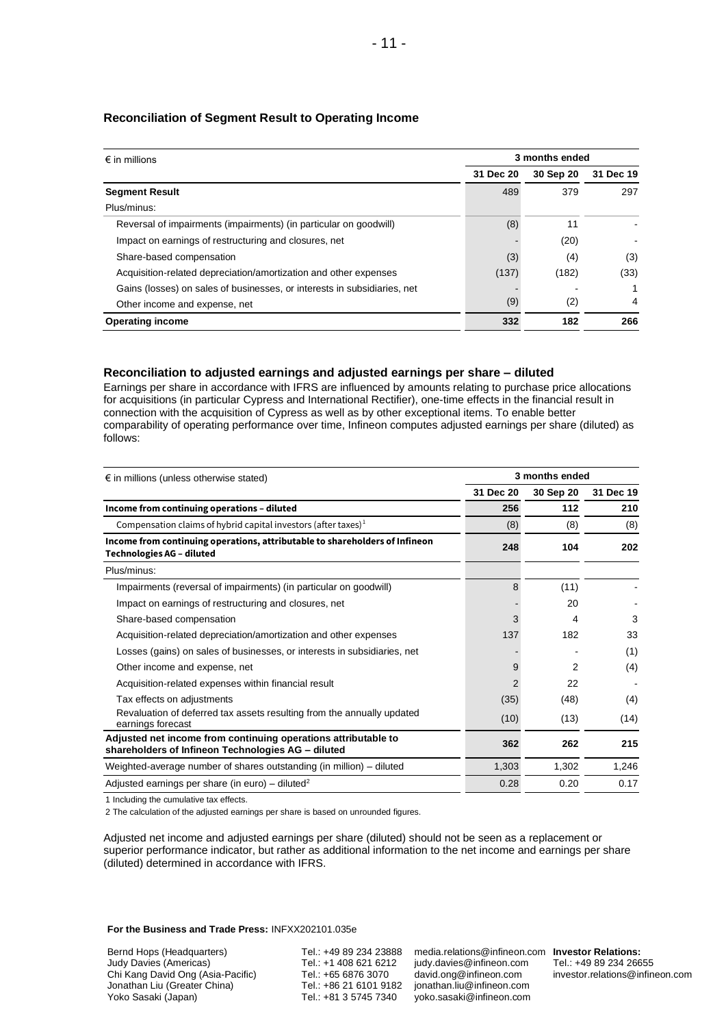### Reconciliation of Segment Result to Operating Income

| € in millions | 3 months ended | | |
|---|---|---|---|
| | 31 Dec 20 | 30 Sep 20 | 31 Dec 19 |
| **Segment Result** | 489 | 379 | 297 |
| Plus/minus: | | | |
| Reversal of impairments (impairments) (in particular on goodwill) | (8) | 11 | - |
| Impact on earnings of restructuring and closures, net | - | (20) | - |
| Share-based compensation | (3) | (4) | (3) |
| Acquisition-related depreciation/amortization and other expenses | (137) | (182) | (33) |
| Gains (losses) on sales of businesses, or interests in subsidiaries, net | - | - | 1 |
| Other income and expense, net | (9) | (2) | 4 |
| **Operating income** | **332** | **182** | **266** |

### Reconciliation to adjusted earnings and adjusted earnings per share – diluted

Earnings per share in accordance with IFRS are influenced by amounts relating to purchase price allocations for acquisitions (in particular Cypress and International Rectifier), one-time effects in the financial result in connection with the acquisition of Cypress as well as by other exceptional items. To enable better comparability of operating performance over time, Infineon computes adjusted earnings per share (diluted) as follows:

| € in millions (unless otherwise stated) | 3 months ended | | |
|---|---|---|---|
| | 31 Dec 20 | 30 Sep 20 | 31 Dec 19 |
| **Income from continuing operations – diluted** | **256** | **112** | **210** |
| Compensation claims of hybrid capital investors (after taxes)[1] | (8) | (8) | (8) |
| **Income from continuing operations, attributable to shareholders of Infineon Technologies AG – diluted** | **248** | **104** | **202** |
| Plus/minus: | | | |
| Impairments (reversal of impairments) (in particular on goodwill) | 8 | (11) | - |
| Impact on earnings of restructuring and closures, net | - | 20 | - |
| Share-based compensation | 3 | 4 | 3 |
| Acquisition-related depreciation/amortization and other expenses | 137 | 182 | 33 |
| Losses (gains) on sales of businesses, or interests in subsidiaries, net | - | - | (1) |
| Other income and expense, net | 9 | 2 | (4) |
| Acquisition-related expenses within financial result | 2 | 22 | - |
| Tax effects on adjustments | (35) | (48) | (4) |
| Revaluation of deferred tax assets resulting from the annually updated earnings forecast | (10) | (13) | (14) |
| **Adjusted net income from continuing operations attributable to shareholders of Infineon Technologies AG – diluted** | **362** | **262** | **215** |
| Weighted-average number of shares outstanding (in million) – diluted | 1,303 | 1,302 | 1,246 |
| Adjusted earnings per share (in euro) – diluted[2] | 0.28 | 0.20 | 0.17 |

1 Including the cumulative tax effects.

2 The calculation of the adjusted earnings per share is based on unrounded figures.

Adjusted net income and adjusted earnings per share (diluted) should not be seen as a replacement or superior performance indicator, but rather as additional information to the net income and earnings per share (diluted) determined in accordance with IFRS.

**For the Business and Trade Press:** INFXX202101.035e

| | | | |
|---|---|---|---|
| Bernd Hops (Headquarters) | Tel.: +49 89 234 23888 | media.relations@infineon.com | **Investor Relations:** |
| Judy Davies (Americas) | Tel.: +1 408 621 6212 | judy.davies@infineon.com | Tel.: +49 89 234 26655 |
| Chi Kang David Ong (Asia-Pacific) | Tel.: +65 6876 3070 | david.ong@infineon.com | investor.relations@infineon.com |
| Jonathan Liu (Greater China) | Tel.: +86 21 6101 9182 | jonathan.liu@infineon.com | |
| Yoko Sasaki (Japan) | Tel.: +81 3 5745 7340 | yoko.sasaki@infineon.com | |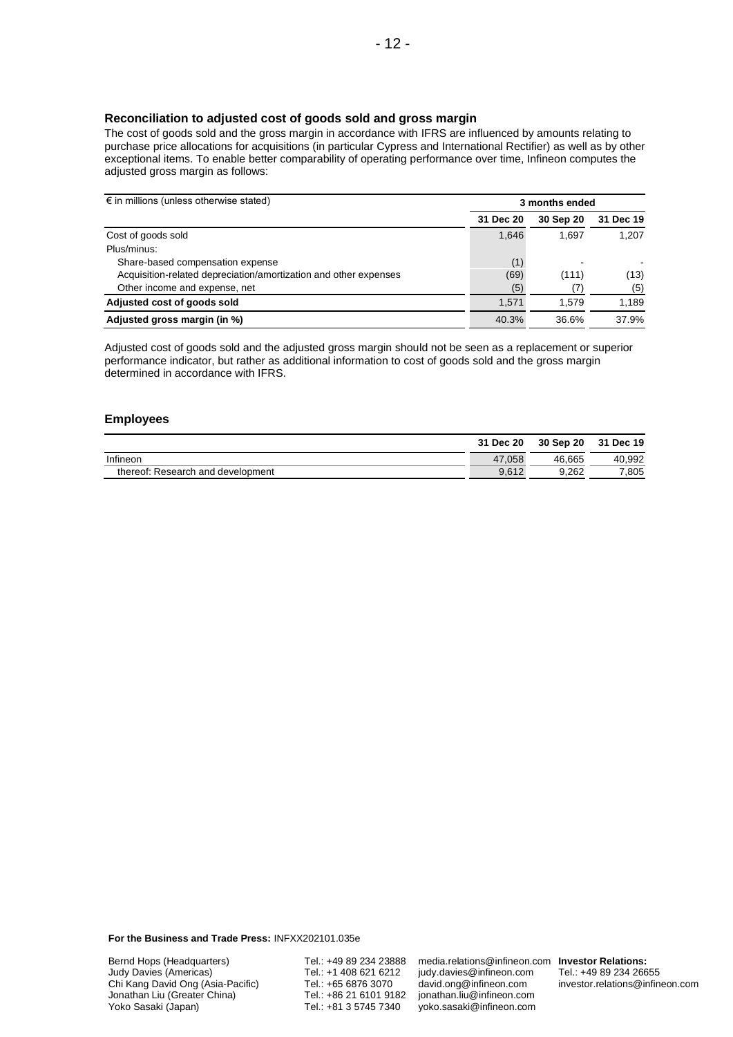### Reconciliation to adjusted cost of goods sold and gross margin

The cost of goods sold and the gross margin in accordance with IFRS are influenced by amounts relating to purchase price allocations for acquisitions (in particular Cypress and International Rectifier) as well as by other exceptional items. To enable better comparability of operating performance over time, Infineon computes the adjusted gross margin as follows:

| € in millions (unless otherwise stated) | 3 months ended | | |
|---|---|---|---|
| | 31 Dec 20 | 30 Sep 20 | 31 Dec 19 |
| Cost of goods sold | 1,646 | 1,697 | 1,207 |
| Plus/minus: | | | |
| Share-based compensation expense | (1) | - | - |
| Acquisition-related depreciation/amortization and other expenses | (69) | (111) | (13) |
| Other income and expense, net | (5) | (7) | (5) |
| **Adjusted cost of goods sold** | 1,571 | 1,579 | 1,189 |
| **Adjusted gross margin (in %)** | 40.3% | 36.6% | 37.9% |

Adjusted cost of goods sold and the adjusted gross margin should not be seen as a replacement or superior performance indicator, but rather as additional information to cost of goods sold and the gross margin determined in accordance with IFRS.

### Employees

| | 31 Dec 20 | 30 Sep 20 | 31 Dec 19 |
|---|---|---|---|
| Infineon | 47,058 | 46,665 | 40,992 |
| thereof: Research and development | 9,612 | 9,262 | 7,805 |

**For the Business and Trade Press:** INFXX202101.035e

| | | | |
|---|---|---|---|
| Bernd Hops (Headquarters) | Tel.: +49 89 234 23888 | media.relations@infineon.com | **Investor Relations:** |
| Judy Davies (Americas) | Tel.: +1 408 621 6212 | judy.davies@infineon.com | Tel.: +49 89 234 26655 |
| Chi Kang David Ong (Asia-Pacific) | Tel.: +65 6876 3070 | david.ong@infineon.com | investor.relations@infineon.com |
| Jonathan Liu (Greater China) | Tel.: +86 21 6101 9182 | jonathan.liu@infineon.com | |
| Yoko Sasaki (Japan) | Tel.: +81 3 5745 7340 | yoko.sasaki@infineon.com | |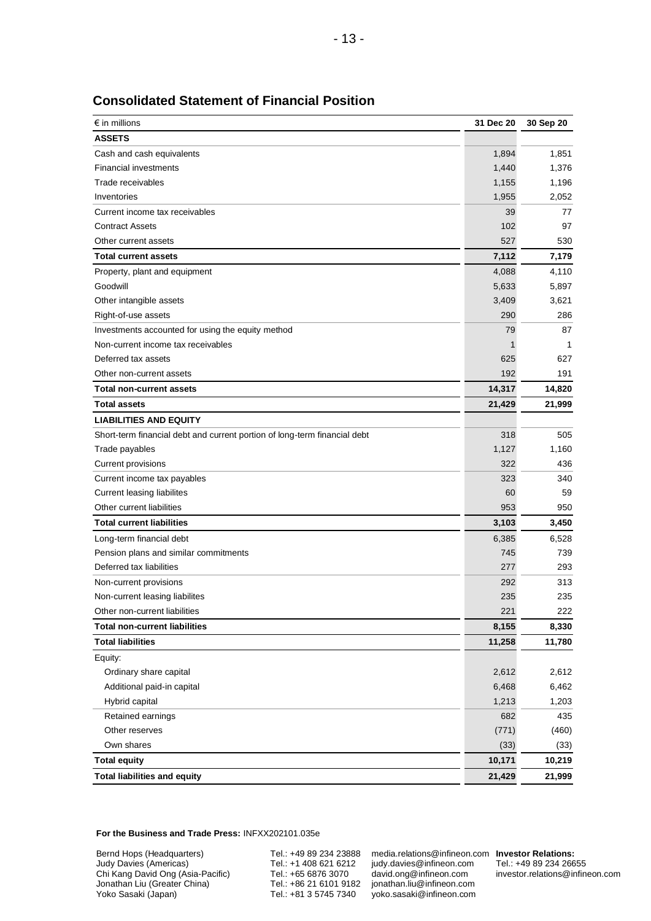## Consolidated Statement of Financial Position

| € in millions | 31 Dec 20 | 30 Sep 20 |
|---|---|---|
| **ASSETS** | | |
| Cash and cash equivalents | 1,894 | 1,851 |
| Financial investments | 1,440 | 1,376 |
| Trade receivables | 1,155 | 1,196 |
| Inventories | 1,955 | 2,052 |
| Current income tax receivables | 39 | 77 |
| Contract Assets | 102 | 97 |
| Other current assets | 527 | 530 |
| **Total current assets** | **7,112** | **7,179** |
| Property, plant and equipment | 4,088 | 4,110 |
| Goodwill | 5,633 | 5,897 |
| Other intangible assets | 3,409 | 3,621 |
| Right-of-use assets | 290 | 286 |
| Investments accounted for using the equity method | 79 | 87 |
| Non-current income tax receivables | 1 | 1 |
| Deferred tax assets | 625 | 627 |
| Other non-current assets | 192 | 191 |
| **Total non-current assets** | **14,317** | **14,820** |
| **Total assets** | **21,429** | **21,999** |
| **LIABILITIES AND EQUITY** | | |
| Short-term financial debt and current portion of long-term financial debt | 318 | 505 |
| Trade payables | 1,127 | 1,160 |
| Current provisions | 322 | 436 |
| Current income tax payables | 323 | 340 |
| Current leasing liabilites | 60 | 59 |
| Other current liabilities | 953 | 950 |
| **Total current liabilities** | **3,103** | **3,450** |
| Long-term financial debt | 6,385 | 6,528 |
| Pension plans and similar commitments | 745 | 739 |
| Deferred tax liabilities | 277 | 293 |
| Non-current provisions | 292 | 313 |
| Non-current leasing liabilites | 235 | 235 |
| Other non-current liabilities | 221 | 222 |
| **Total non-current liabilities** | **8,155** | **8,330** |
| **Total liabilities** | **11,258** | **11,780** |
| Equity: | | |
| Ordinary share capital | 2,612 | 2,612 |
| Additional paid-in capital | 6,468 | 6,462 |
| Hybrid capital | 1,213 | 1,203 |
| Retained earnings | 682 | 435 |
| Other reserves | (771) | (460) |
| Own shares | (33) | (33) |
| **Total equity** | **10,171** | **10,219** |
| **Total liabilities and equity** | **21,429** | **21,999** |

**For the Business and Trade Press:** INFXX202101.035e

| | | | |
|---|---|---|---|
| Bernd Hops (Headquarters) | Tel.: +49 89 234 23888 | media.relations@infineon.com | **Investor Relations:** |
| Judy Davies (Americas) | Tel.: +1 408 621 6212 | judy.davies@infineon.com | Tel.: +49 89 234 26655 |
| Chi Kang David Ong (Asia-Pacific) | Tel.: +65 6876 3070 | david.ong@infineon.com | investor.relations@infineon.com |
| Jonathan Liu (Greater China) | Tel.: +86 21 6101 9182 | jonathan.liu@infineon.com | |
| Yoko Sasaki (Japan) | Tel.: +81 3 5745 7340 | yoko.sasaki@infineon.com | |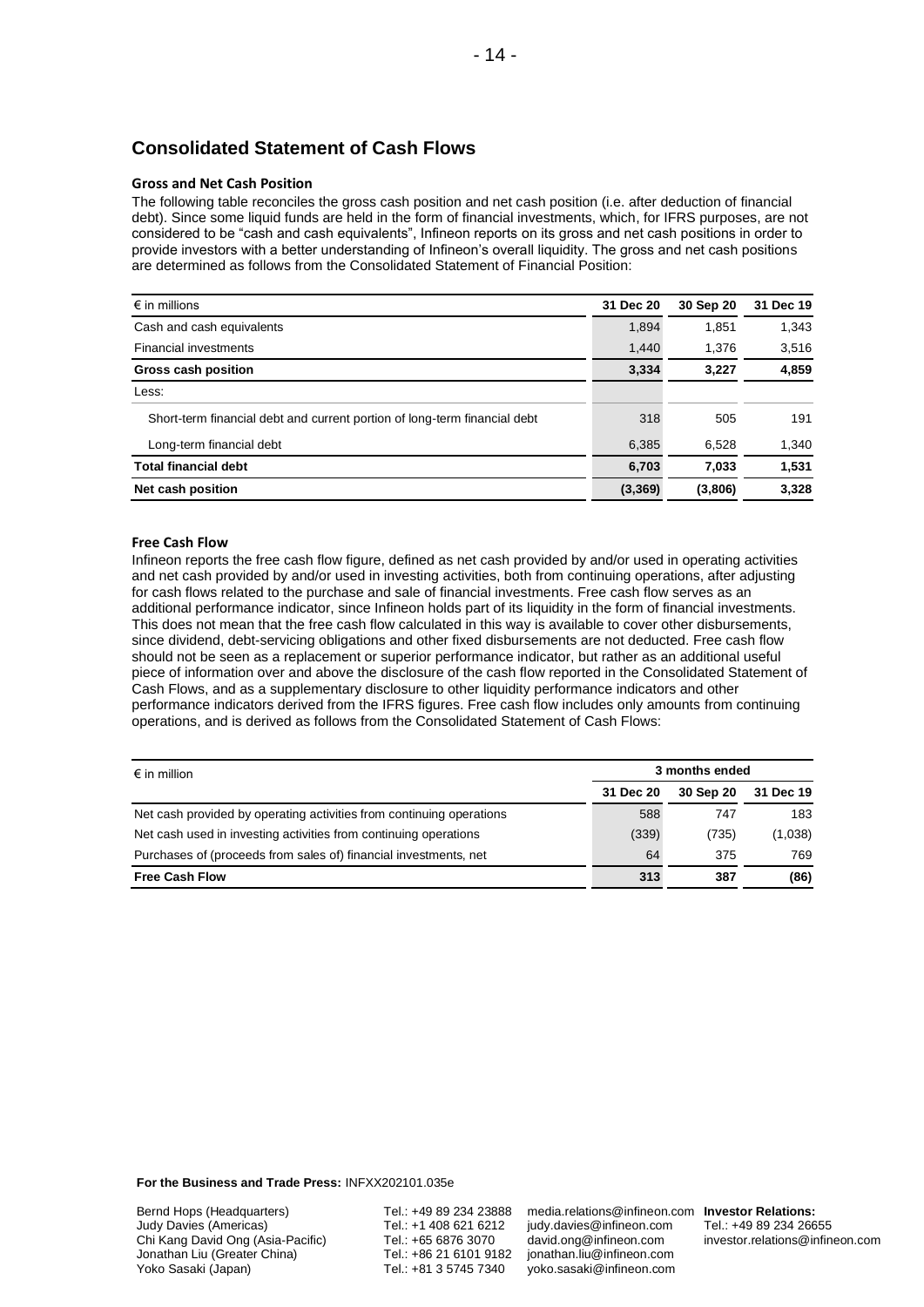## Consolidated Statement of Cash Flows

### Gross and Net Cash Position

The following table reconciles the gross cash position and net cash position (i.e. after deduction of financial debt). Since some liquid funds are held in the form of financial investments, which, for IFRS purposes, are not considered to be "cash and cash equivalents", Infineon reports on its gross and net cash positions in order to provide investors with a better understanding of Infineon's overall liquidity. The gross and net cash positions are determined as follows from the Consolidated Statement of Financial Position:

| € in millions | 31 Dec 20 | 30 Sep 20 | 31 Dec 19 |
|---|---|---|---|
| Cash and cash equivalents | 1,894 | 1,851 | 1,343 |
| Financial investments | 1,440 | 1,376 | 3,516 |
| **Gross cash position** | **3,334** | **3,227** | **4,859** |
| Less: | | | |
| Short-term financial debt and current portion of long-term financial debt | 318 | 505 | 191 |
| Long-term financial debt | 6,385 | 6,528 | 1,340 |
| **Total financial debt** | **6,703** | **7,033** | **1,531** |
| **Net cash position** | **(3,369)** | **(3,806)** | **3,328** |

### Free Cash Flow

Infineon reports the free cash flow figure, defined as net cash provided by and/or used in operating activities and net cash provided by and/or used in investing activities, both from continuing operations, after adjusting for cash flows related to the purchase and sale of financial investments. Free cash flow serves as an additional performance indicator, since Infineon holds part of its liquidity in the form of financial investments. This does not mean that the free cash flow calculated in this way is available to cover other disbursements, since dividend, debt-servicing obligations and other fixed disbursements are not deducted. Free cash flow should not be seen as a replacement or superior performance indicator, but rather as an additional useful piece of information over and above the disclosure of the cash flow reported in the Consolidated Statement of Cash Flows, and as a supplementary disclosure to other liquidity performance indicators and other performance indicators derived from the IFRS figures. Free cash flow includes only amounts from continuing operations, and is derived as follows from the Consolidated Statement of Cash Flows:

| € in million | 3 months ended | | |
|---|---|---|---|
| | 31 Dec 20 | 30 Sep 20 | 31 Dec 19 |
| Net cash provided by operating activities from continuing operations | 588 | 747 | 183 |
| Net cash used in investing activities from continuing operations | (339) | (735) | (1,038) |
| Purchases of (proceeds from sales of) financial investments, net | 64 | 375 | 769 |
| **Free Cash Flow** | **313** | **387** | **(86)** |

**For the Business and Trade Press:** INFXX202101.035e

| | | | |
|---|---|---|---|
| Bernd Hops (Headquarters) | Tel.: +49 89 234 23888 | media.relations@infineon.com | **Investor Relations:** |
| Judy Davies (Americas) | Tel.: +1 408 621 6212 | judy.davies@infineon.com | Tel.: +49 89 234 26655 |
| Chi Kang David Ong (Asia-Pacific) | Tel.: +65 6876 3070 | david.ong@infineon.com | investor.relations@infineon.com |
| Jonathan Liu (Greater China) | Tel.: +86 21 6101 9182 | jonathan.liu@infineon.com | |
| Yoko Sasaki (Japan) | Tel.: +81 3 5745 7340 | yoko.sasaki@infineon.com | |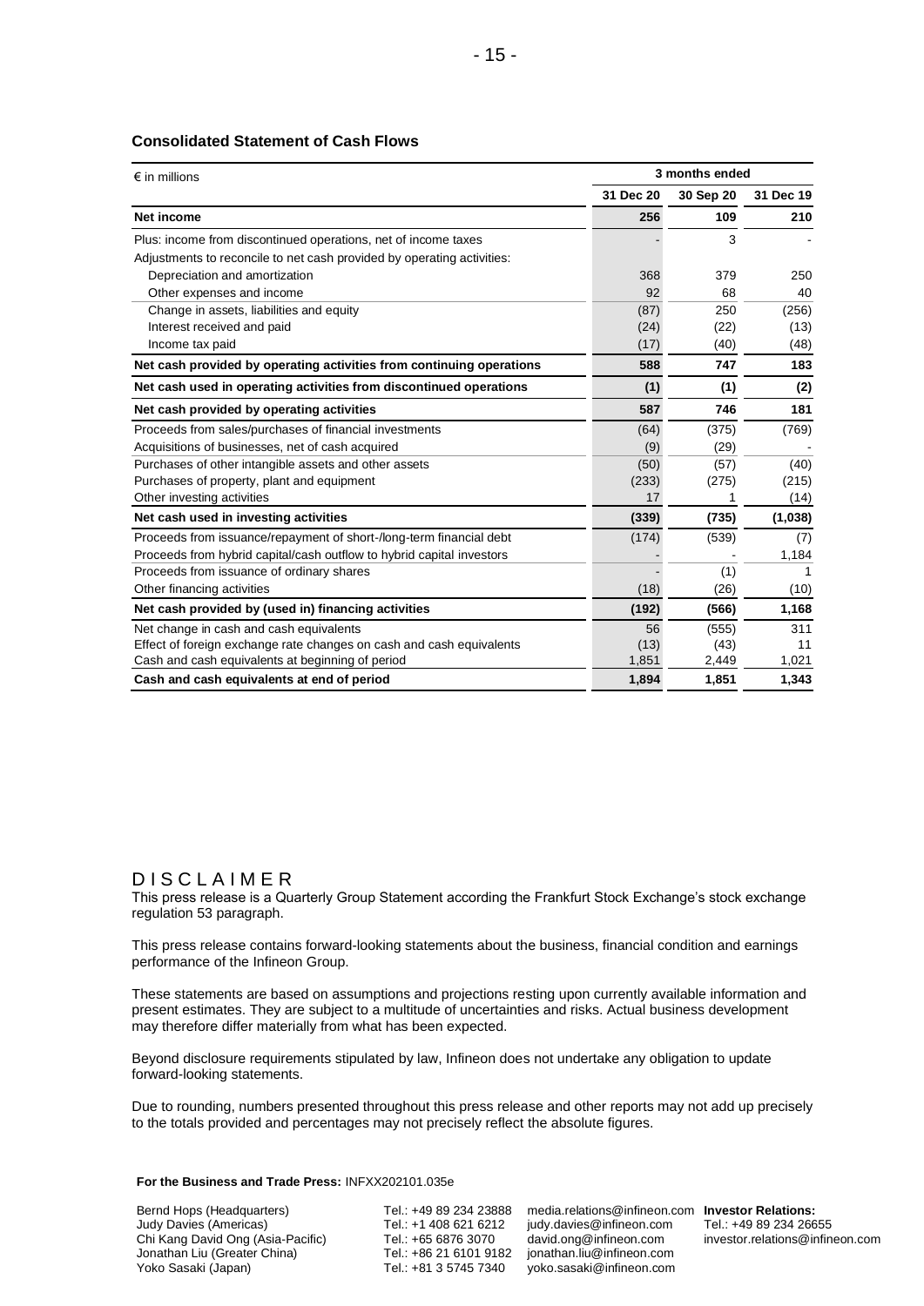### Consolidated Statement of Cash Flows

| € in millions | 3 months ended | | |
|---|---|---|---|
| | 31 Dec 20 | 30 Sep 20 | 31 Dec 19 |
| **Net income** | **256** | **109** | **210** |
| Plus: income from discontinued operations, net of income taxes | - | 3 | - |
| Adjustments to reconcile to net cash provided by operating activities: | | | |
| Depreciation and amortization | 368 | 379 | 250 |
| Other expenses and income | 92 | 68 | 40 |
| Change in assets, liabilities and equity | (87) | 250 | (256) |
| Interest received and paid | (24) | (22) | (13) |
| Income tax paid | (17) | (40) | (48) |
| **Net cash provided by operating activities from continuing operations** | **588** | **747** | **183** |
| **Net cash used in operating activities from discontinued operations** | **(1)** | **(1)** | **(2)** |
| **Net cash provided by operating activities** | **587** | **746** | **181** |
| Proceeds from sales/purchases of financial investments | (64) | (375) | (769) |
| Acquisitions of businesses, net of cash acquired | (9) | (29) | - |
| Purchases of other intangible assets and other assets | (50) | (57) | (40) |
| Purchases of property, plant and equipment | (233) | (275) | (215) |
| Other investing activities | 17 | 1 | (14) |
| **Net cash used in investing activities** | **(339)** | **(735)** | **(1,038)** |
| Proceeds from issuance/repayment of short-/long-term financial debt | (174) | (539) | (7) |
| Proceeds from hybrid capital/cash outflow to hybrid capital investors | - | - | 1,184 |
| Proceeds from issuance of ordinary shares | - | (1) | 1 |
| Other financing activities | (18) | (26) | (10) |
| **Net cash provided by (used in) financing activities** | **(192)** | **(566)** | **1,168** |
| Net change in cash and cash equivalents | 56 | (555) | 311 |
| Effect of foreign exchange rate changes on cash and cash equivalents | (13) | (43) | 11 |
| Cash and cash equivalents at beginning of period | 1,851 | 2,449 | 1,021 |
| **Cash and cash equivalents at end of period** | **1,894** | **1,851** | **1,343** |

## DISCLAIMER

This press release is a Quarterly Group Statement according the Frankfurt Stock Exchange's stock exchange regulation 53 paragraph.

This press release contains forward-looking statements about the business, financial condition and earnings performance of the Infineon Group.

These statements are based on assumptions and projections resting upon currently available information and present estimates. They are subject to a multitude of uncertainties and risks. Actual business development may therefore differ materially from what has been expected.

Beyond disclosure requirements stipulated by law, Infineon does not undertake any obligation to update forward-looking statements.

Due to rounding, numbers presented throughout this press release and other reports may not add up precisely to the totals provided and percentages may not precisely reflect the absolute figures.

**For the Business and Trade Press:** INFXX202101.035e

| | | |
|---|---|---|
| Bernd Hops (Headquarters) | Tel.: +49 89 234 23888 | media.relations@infineon.com |
| Judy Davies (Americas) | Tel.: +1 408 621 6212 | judy.davies@infineon.com |
| Chi Kang David Ong (Asia-Pacific) | Tel.: +65 6876 3070 | david.ong@infineon.com |
| Jonathan Liu (Greater China) | Tel.: +86 21 6101 9182 | jonathan.liu@infineon.com |
| Yoko Sasaki (Japan) | Tel.: +81 3 5745 7340 | yoko.sasaki@infineon.com |

**Investor Relations:**
Tel.: +49 89 234 26655
investor.relations@infineon.com